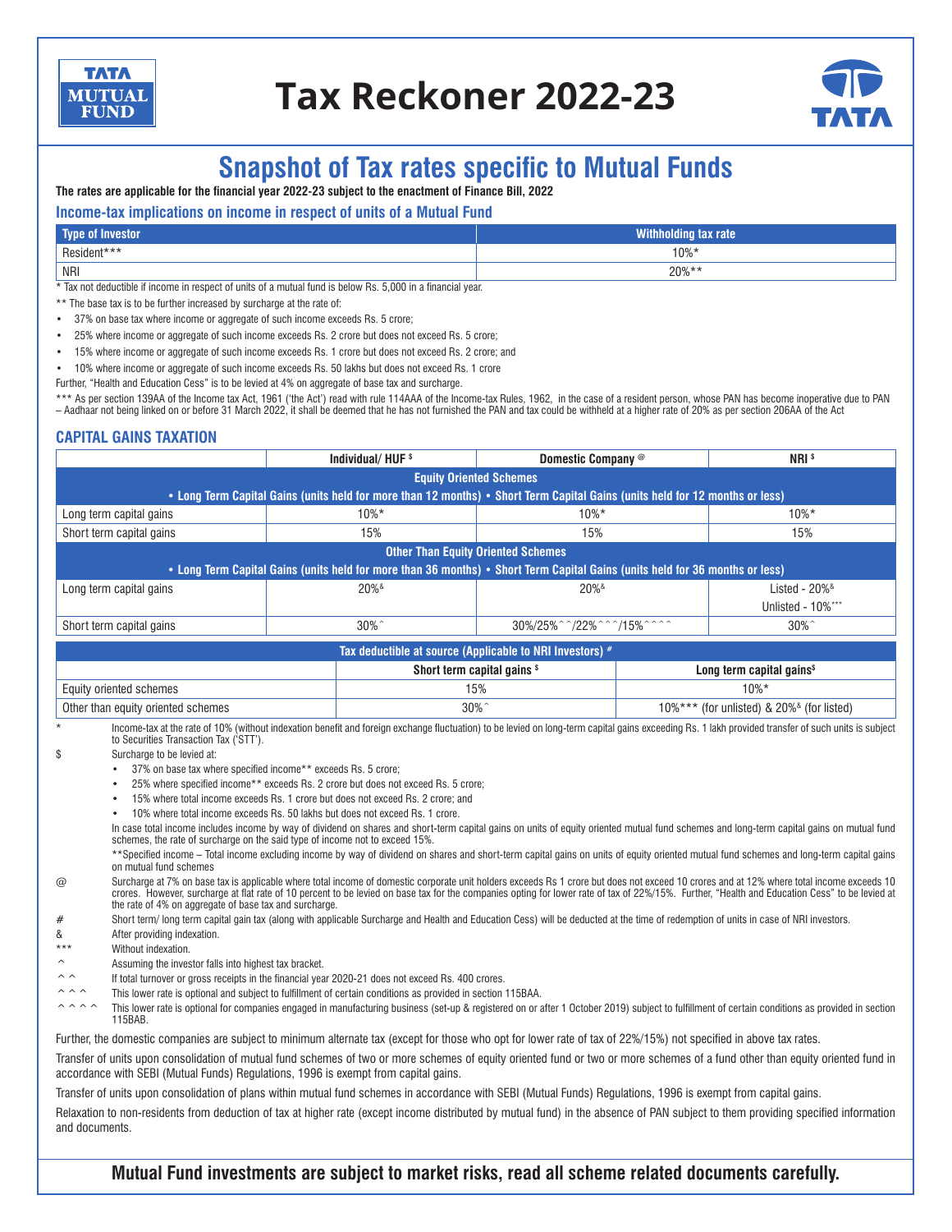# Tax Reckoner 2022-23

## Snapshot of Tax rates specific to Mutual Funds

**The rates are applicable for the financial year 2022-23 subject to the enactment of Finance Bill, 2022**

### Income-tax implications on income in respect of units of a Mutual Fund

| Type of Investor | Withholding tax rate |
|---|---|
| Resident*** | 10%* |
| NRI | 20%** |

\* Tax not deductible if income in respect of units of a mutual fund is below Rs. 5,000 in a financial year.

** The base tax is to be further increased by surcharge at the rate of:

- 37% on base tax where income or aggregate of such income exceeds Rs. 5 crore;
- 25% where income or aggregate of such income exceeds Rs. 2 crore but does not exceed Rs. 5 crore;
- 15% where income or aggregate of such income exceeds Rs. 1 crore but does not exceed Rs. 2 crore; and
- 10% where income or aggregate of such income exceeds Rs. 50 lakhs but does not exceed Rs. 1 crore

Further, "Health and Education Cess" is to be levied at 4% on aggregate of base tax and surcharge.

*** As per section 139AA of the Income tax Act, 1961 ('the Act') read with rule 114AAA of the Income-tax Rules, 1962, in the case of a resident person, whose PAN has become inoperative due to PAN – Aadhaar not being linked on or before 31 March 2022, it shall be deemed that he has not furnished the PAN and tax could be withheld at a higher rate of 20% as per section 206AA of the Act

### CAPITAL GAINS TAXATION

| | Individual/ HUF $ | Domestic Company @ | NRI $ |
|---|---|---|---|
| **Equity Oriented Schemes** • Long Term Capital Gains (units held for more than 12 months) • Short Term Capital Gains (units held for 12 months or less) | | | |
| Long term capital gains | 10%* | 10%* | 10%* |
| Short term capital gains | 15% | 15% | 15% |
| **Other Than Equity Oriented Schemes** • Long Term Capital Gains (units held for more than 36 months) • Short Term Capital Gains (units held for 36 months or less) | | | |
| Long term capital gains | 20%& | 20%& | Listed - 20%& Unlisted - 10%*** |
| Short term capital gains | 30%^ | 30%/25%^^/22%^^^/15%^^^^ | 30%^ |

| Tax deductible at source (Applicable to NRI Investors) # | | |
|---|---|---|
| | Short term capital gains $ | Long term capital gains$ |
| Equity oriented schemes | 15% | 10%* |
| Other than equity oriented schemes | 30%^ | 10%*** (for unlisted) & 20%& (for listed) |

\* Income-tax at the rate of 10% (without indexation benefit and foreign exchange fluctuation) to be levied on long-term capital gains exceeding Rs. 1 lakh provided transfer of such units is subject to Securities Transaction Tax ('STT').

$ Surcharge to be levied at:

- 37% on base tax where specified income** exceeds Rs. 5 crore;
- 25% where specified income** exceeds Rs. 2 crore but does not exceed Rs. 5 crore;
- 15% where total income exceeds Rs. 1 crore but does not exceed Rs. 2 crore; and
- 10% where total income exceeds Rs. 50 lakhs but does not exceed Rs. 1 crore.

In case total income includes income by way of dividend on shares and short-term capital gains on units of equity oriented mutual fund schemes and long-term capital gains on mutual fund schemes, the rate of surcharge on the said type of income not to exceed 15%.

**Specified income – Total income excluding income by way of dividend on shares and short-term capital gains on units of equity oriented mutual fund schemes and long-term capital gains on mutual fund schemes

@ Surcharge at 7% on base tax is applicable where total income of domestic corporate unit holders exceeds Rs 1 crore but does not exceed 10 crores and at 12% where total income exceeds 10 crores. However, surcharge at flat rate of 10 percent to be levied on base tax for the companies opting for lower rate of tax of 22%/15%. Further, "Health and Education Cess" to be levied at the rate of 4% on aggregate of base tax and surcharge.

# Short term/ long term capital gain tax (along with applicable Surcharge and Health and Education Cess) will be deducted at the time of redemption of units in case of NRI investors.

& After providing indexation.

*** Without indexation.

^ Assuming the investor falls into highest tax bracket.

^^ If total turnover or gross receipts in the financial year 2020-21 does not exceed Rs. 400 crores.

^^^ This lower rate is optional and subject to fulfillment of certain conditions as provided in section 115BAA.

^^^^ This lower rate is optional for companies engaged in manufacturing business (set-up & registered on or after 1 October 2019) subject to fulfillment of certain conditions as provided in section 115BAB.

Further, the domestic companies are subject to minimum alternate tax (except for those who opt for lower rate of tax of 22%/15%) not specified in above tax rates.

Transfer of units upon consolidation of mutual fund schemes of two or more schemes of equity oriented fund or two or more schemes of a fund other than equity oriented fund in accordance with SEBI (Mutual Funds) Regulations, 1996 is exempt from capital gains.

Transfer of units upon consolidation of plans within mutual fund schemes in accordance with SEBI (Mutual Funds) Regulations, 1996 is exempt from capital gains.

Relaxation to non-residents from deduction of tax at higher rate (except income distributed by mutual fund) in the absence of PAN subject to them providing specified information and documents.

**Mutual Fund investments are subject to market risks, read all scheme related documents carefully.**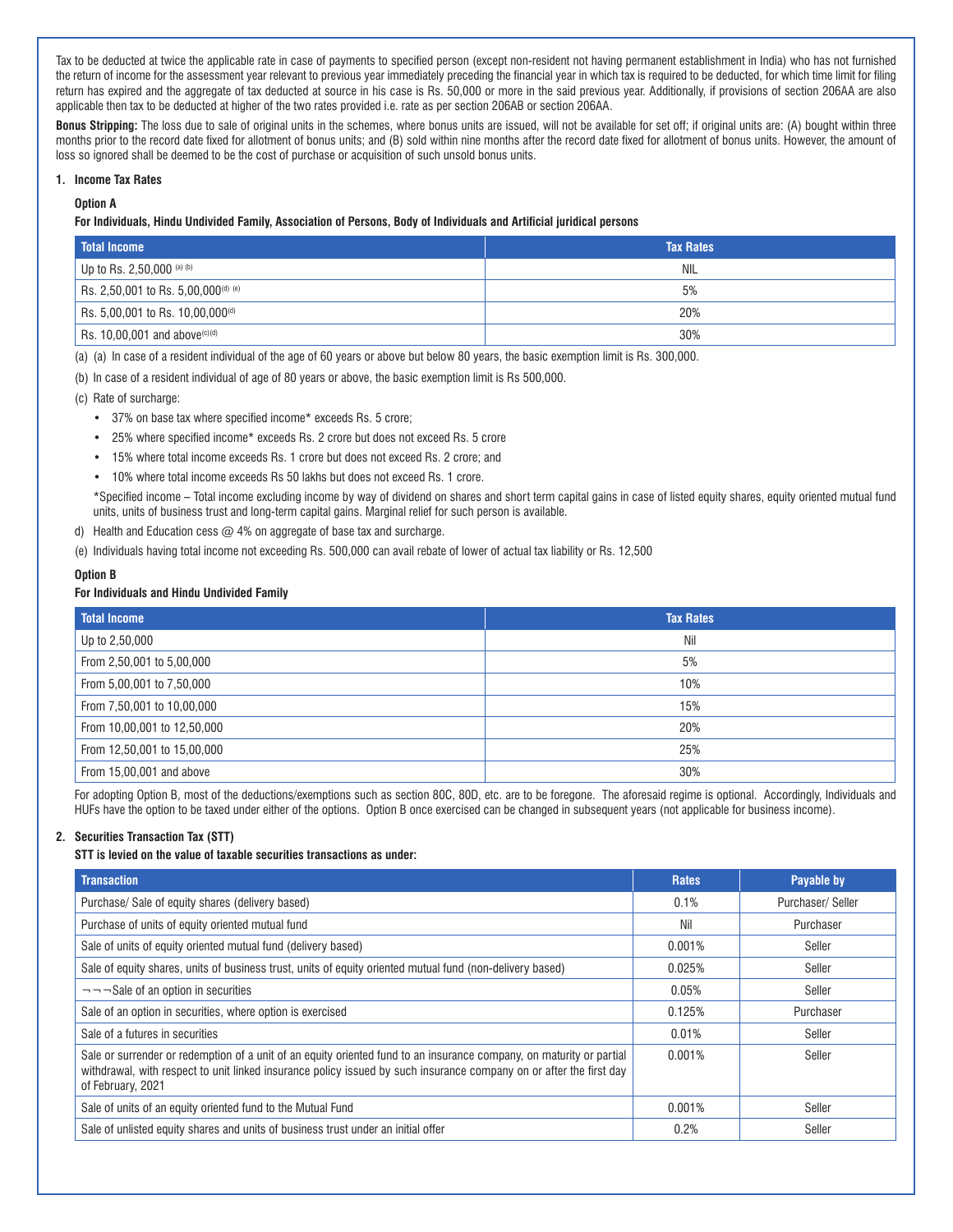Tax to be deducted at twice the applicable rate in case of payments to specified person (except non-resident not having permanent establishment in India) who has not furnished the return of income for the assessment year relevant to previous year immediately preceding the financial year in which tax is required to be deducted, for which time limit for filing return has expired and the aggregate of tax deducted at source in his case is Rs. 50,000 or more in the said previous year. Additionally, if provisions of section 206AA are also applicable then tax to be deducted at higher of the two rates provided i.e. rate as per section 206AB or section 206AA.

**Bonus Stripping:** The loss due to sale of original units in the schemes, where bonus units are issued, will not be available for set off; if original units are: (A) bought within three months prior to the record date fixed for allotment of bonus units; and (B) sold within nine months after the record date fixed for allotment of bonus units. However, the amount of loss so ignored shall be deemed to be the cost of purchase or acquisition of such unsold bonus units.

## 1. Income Tax Rates

### Option A

**For Individuals, Hindu Undivided Family, Association of Persons, Body of Individuals and Artificial juridical persons**

| Total Income | Tax Rates |
|---|---|
| Up to Rs. 2,50,000 [(a) (b)] | NIL |
| Rs. 2,50,001 to Rs. 5,00,000[(d) (e)] | 5% |
| Rs. 5,00,001 to Rs. 10,00,000[(d)] | 20% |
| Rs. 10,00,001 and above[(c)(d)] | 30% |

(a) (a) In case of a resident individual of the age of 60 years or above but below 80 years, the basic exemption limit is Rs. 300,000.

(b) In case of a resident individual of age of 80 years or above, the basic exemption limit is Rs 500,000.

(c) Rate of surcharge:

- 37% on base tax where specified income* exceeds Rs. 5 crore;
- 25% where specified income* exceeds Rs. 2 crore but does not exceed Rs. 5 crore
- 15% where total income exceeds Rs. 1 crore but does not exceed Rs. 2 crore; and
- 10% where total income exceeds Rs 50 lakhs but does not exceed Rs. 1 crore.

*Specified income – Total income excluding income by way of dividend on shares and short term capital gains in case of listed equity shares, equity oriented mutual fund units, units of business trust and long-term capital gains. Marginal relief for such person is available.

d) Health and Education cess @ 4% on aggregate of base tax and surcharge.

(e) Individuals having total income not exceeding Rs. 500,000 can avail rebate of lower of actual tax liability or Rs. 12,500

### Option B

**For Individuals and Hindu Undivided Family**

| Total Income | Tax Rates |
|---|---|
| Up to 2,50,000 | Nil |
| From 2,50,001 to 5,00,000 | 5% |
| From 5,00,001 to 7,50,000 | 10% |
| From 7,50,001 to 10,00,000 | 15% |
| From 10,00,001 to 12,50,000 | 20% |
| From 12,50,001 to 15,00,000 | 25% |
| From 15,00,001 and above | 30% |

For adopting Option B, most of the deductions/exemptions such as section 80C, 80D, etc. are to be foregone. The aforesaid regime is optional. Accordingly, Individuals and HUFs have the option to be taxed under either of the options. Option B once exercised can be changed in subsequent years (not applicable for business income).

## 2. Securities Transaction Tax (STT)

**STT is levied on the value of taxable securities transactions as under:**

| Transaction | Rates | Payable by |
|---|---|---|
| Purchase/ Sale of equity shares (delivery based) | 0.1% | Purchaser/ Seller |
| Purchase of units of equity oriented mutual fund | Nil | Purchaser |
| Sale of units of equity oriented mutual fund (delivery based) | 0.001% | Seller |
| Sale of equity shares, units of business trust, units of equity oriented mutual fund (non-delivery based) | 0.025% | Seller |
| ¬¬¬Sale of an option in securities | 0.05% | Seller |
| Sale of an option in securities, where option is exercised | 0.125% | Purchaser |
| Sale of a futures in securities | 0.01% | Seller |
| Sale or surrender or redemption of a unit of an equity oriented fund to an insurance company, on maturity or partial withdrawal, with respect to unit linked insurance policy issued by such insurance company on or after the first day of February, 2021 | 0.001% | Seller |
| Sale of units of an equity oriented fund to the Mutual Fund | 0.001% | Seller |
| Sale of unlisted equity shares and units of business trust under an initial offer | 0.2% | Seller |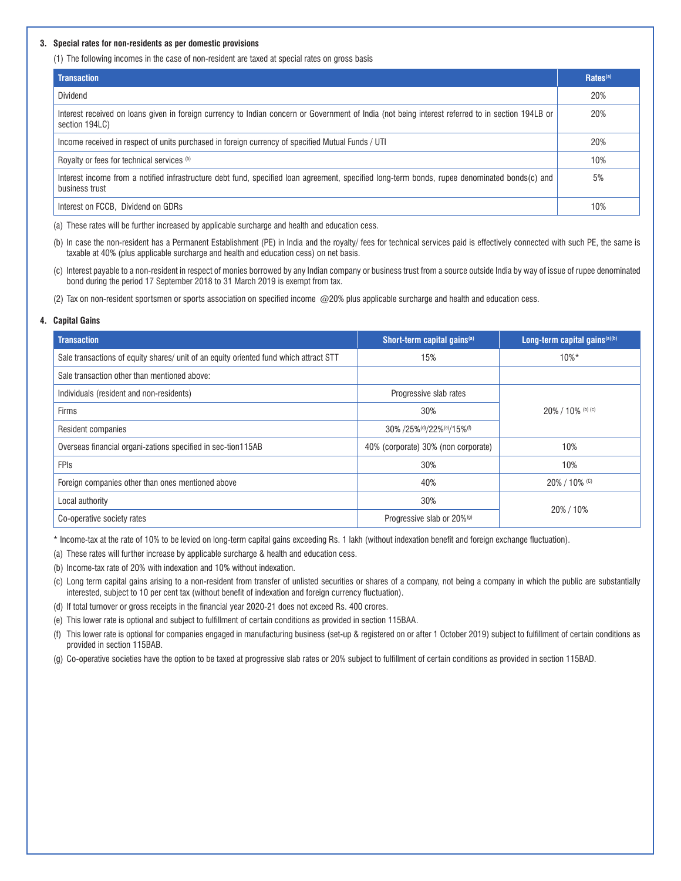### 3. Special rates for non-residents as per domestic provisions

(1) The following incomes in the case of non-resident are taxed at special rates on gross basis

| Transaction | Rates[a] |
|---|---|
| Dividend | 20% |
| Interest received on loans given in foreign currency to Indian concern or Government of India (not being interest referred to in section 194LB or section 194LC) | 20% |
| Income received in respect of units purchased in foreign currency of specified Mutual Funds / UTI | 20% |
| Royalty or fees for technical services [b] | 10% |
| Interest income from a notified infrastructure debt fund, specified loan agreement, specified long-term bonds, rupee denominated bonds(c) and business trust | 5% |
| Interest on FCCB, Dividend on GDRs | 10% |

(a) These rates will be further increased by applicable surcharge and health and education cess.

(b) In case the non-resident has a Permanent Establishment (PE) in India and the royalty/ fees for technical services paid is effectively connected with such PE, the same is taxable at 40% (plus applicable surcharge and health and education cess) on net basis.

(c) Interest payable to a non-resident in respect of monies borrowed by any Indian company or business trust from a source outside India by way of issue of rupee denominated bond during the period 17 September 2018 to 31 March 2019 is exempt from tax.

(2) Tax on non-resident sportsmen or sports association on specified income @20% plus applicable surcharge and health and education cess.

### 4. Capital Gains

| Transaction | Short-term capital gains[a] | Long-term capital gains[a][b] |
|---|---|---|
| Sale transactions of equity shares/ unit of an equity oriented fund which attract STT | 15% | 10%* |
| Sale transaction other than mentioned above: | | |
| Individuals (resident and non-residents) | Progressive slab rates | 20% / 10% [b] [c] |
| Firms | 30% | |
| Resident companies | 30% /25%[d]/22%[e]/15%[f] | |
| Overseas financial organi-zations specified in sec-tion115AB | 40% (corporate) 30% (non corporate) | 10% |
| FPIs | 30% | 10% |
| Foreign companies other than ones mentioned above | 40% | 20% / 10% [c] |
| Local authority | 30% | 20% / 10% |
| Co-operative society rates | Progressive slab or 20%[g] | |

\* Income-tax at the rate of 10% to be levied on long-term capital gains exceeding Rs. 1 lakh (without indexation benefit and foreign exchange fluctuation).

(a) These rates will further increase by applicable surcharge & health and education cess.

(b) Income-tax rate of 20% with indexation and 10% without indexation.

(c) Long term capital gains arising to a non-resident from transfer of unlisted securities or shares of a company, not being a company in which the public are substantially interested, subject to 10 per cent tax (without benefit of indexation and foreign currency fluctuation).

(d) If total turnover or gross receipts in the financial year 2020-21 does not exceed Rs. 400 crores.

(e) This lower rate is optional and subject to fulfillment of certain conditions as provided in section 115BAA.

(f) This lower rate is optional for companies engaged in manufacturing business (set-up & registered on or after 1 October 2019) subject to fulfillment of certain conditions as provided in section 115BAB.

(g) Co-operative societies have the option to be taxed at progressive slab rates or 20% subject to fulfillment of certain conditions as provided in section 115BAD.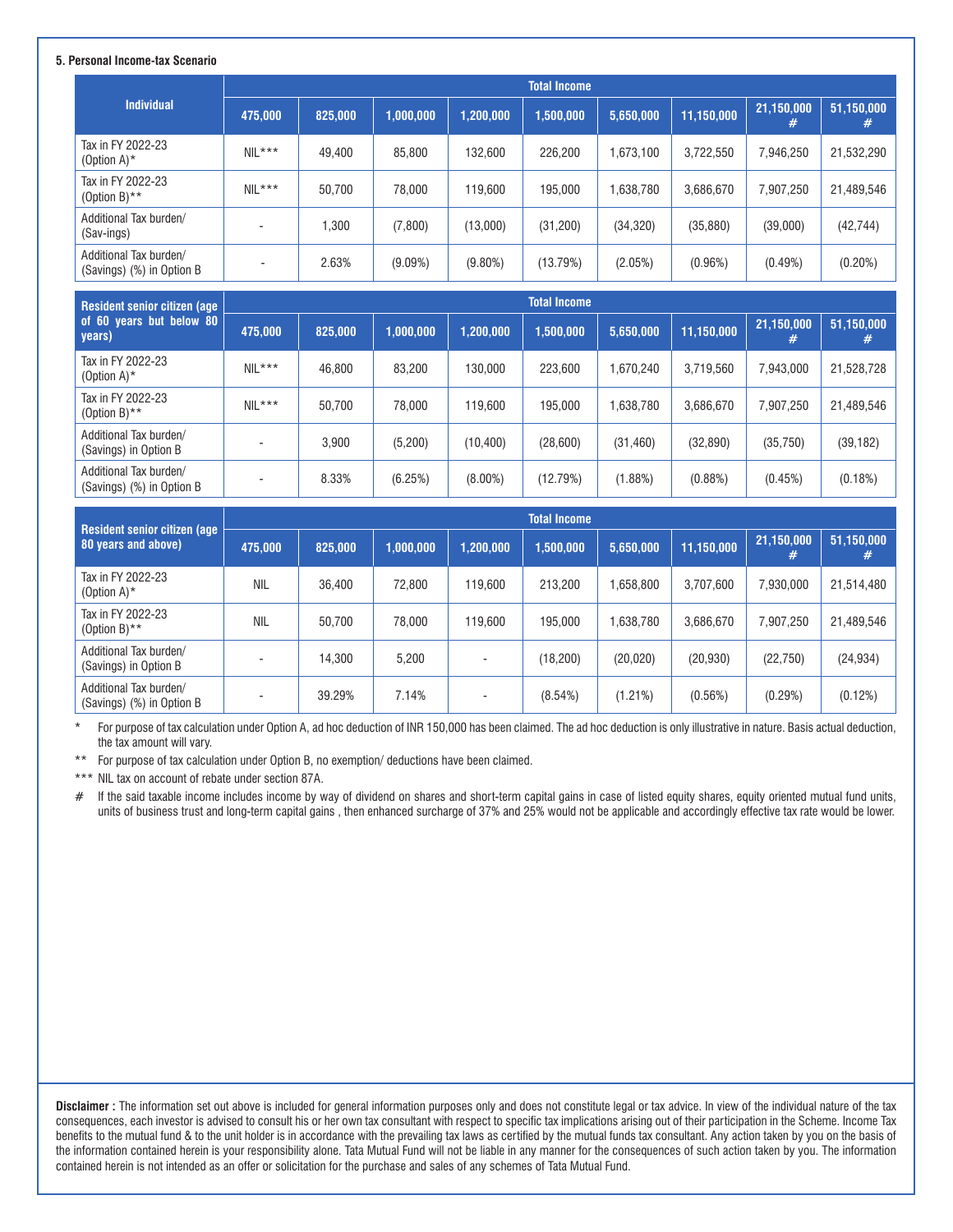**5. Personal Income-tax Scenario**

| Individual | Total Income | | | | | | | | |
|---|---|---|---|---|---|---|---|---|---|
| | 475,000 | 825,000 | 1,000,000 | 1,200,000 | 1,500,000 | 5,650,000 | 11,150,000 | 21,150,000 # | 51,150,000 # |
| Tax in FY 2022-23 (Option A)* | NIL*** | 49,400 | 85,800 | 132,600 | 226,200 | 1,673,100 | 3,722,550 | 7,946,250 | 21,532,290 |
| Tax in FY 2022-23 (Option B)** | NIL*** | 50,700 | 78,000 | 119,600 | 195,000 | 1,638,780 | 3,686,670 | 7,907,250 | 21,489,546 |
| Additional Tax burden/ (Sav-ings) | - | 1,300 | (7,800) | (13,000) | (31,200) | (34,320) | (35,880) | (39,000) | (42,744) |
| Additional Tax burden/ (Savings) (%) in Option B | - | 2.63% | (9.09%) | (9.80%) | (13.79%) | (2.05%) | (0.96%) | (0.49%) | (0.20%) |

| Resident senior citizen (age of 60 years but below 80 years) | Total Income | | | | | | | | |
|---|---|---|---|---|---|---|---|---|---|
| | 475,000 | 825,000 | 1,000,000 | 1,200,000 | 1,500,000 | 5,650,000 | 11,150,000 | 21,150,000 # | 51,150,000 # |
| Tax in FY 2022-23 (Option A)* | NIL*** | 46,800 | 83,200 | 130,000 | 223,600 | 1,670,240 | 3,719,560 | 7,943,000 | 21,528,728 |
| Tax in FY 2022-23 (Option B)** | NIL*** | 50,700 | 78,000 | 119,600 | 195,000 | 1,638,780 | 3,686,670 | 7,907,250 | 21,489,546 |
| Additional Tax burden/ (Savings) in Option B | - | 3,900 | (5,200) | (10,400) | (28,600) | (31,460) | (32,890) | (35,750) | (39,182) |
| Additional Tax burden/ (Savings) (%) in Option B | - | 8.33% | (6.25%) | (8.00%) | (12.79%) | (1.88%) | (0.88%) | (0.45%) | (0.18%) |

| Resident senior citizen (age 80 years and above) | Total Income | | | | | | | | |
|---|---|---|---|---|---|---|---|---|---|
| | 475,000 | 825,000 | 1,000,000 | 1,200,000 | 1,500,000 | 5,650,000 | 11,150,000 | 21,150,000 # | 51,150,000 # |
| Tax in FY 2022-23 (Option A)* | NIL | 36,400 | 72,800 | 119,600 | 213,200 | 1,658,800 | 3,707,600 | 7,930,000 | 21,514,480 |
| Tax in FY 2022-23 (Option B)** | NIL | 50,700 | 78,000 | 119,600 | 195,000 | 1,638,780 | 3,686,670 | 7,907,250 | 21,489,546 |
| Additional Tax burden/ (Savings) in Option B | - | 14,300 | 5,200 | - | (18,200) | (20,020) | (20,930) | (22,750) | (24,934) |
| Additional Tax burden/ (Savings) (%) in Option B | - | 39.29% | 7.14% | - | (8.54%) | (1.21%) | (0.56%) | (0.29%) | (0.12%) |

\* For purpose of tax calculation under Option A, ad hoc deduction of INR 150,000 has been claimed. The ad hoc deduction is only illustrative in nature. Basis actual deduction, the tax amount will vary.

** For purpose of tax calculation under Option B, no exemption/ deductions have been claimed.

*** NIL tax on account of rebate under section 87A.

\# If the said taxable income includes income by way of dividend on shares and short-term capital gains in case of listed equity shares, equity oriented mutual fund units, units of business trust and long-term capital gains , then enhanced surcharge of 37% and 25% would not be applicable and accordingly effective tax rate would be lower.

**Disclaimer :** The information set out above is included for general information purposes only and does not constitute legal or tax advice. In view of the individual nature of the tax consequences, each investor is advised to consult his or her own tax consultant with respect to specific tax implications arising out of their participation in the Scheme. Income Tax benefits to the mutual fund & to the unit holder is in accordance with the prevailing tax laws as certified by the mutual funds tax consultant. Any action taken by you on the basis of the information contained herein is your responsibility alone. Tata Mutual Fund will not be liable in any manner for the consequences of such action taken by you. The information contained herein is not intended as an offer or solicitation for the purchase and sales of any schemes of Tata Mutual Fund.